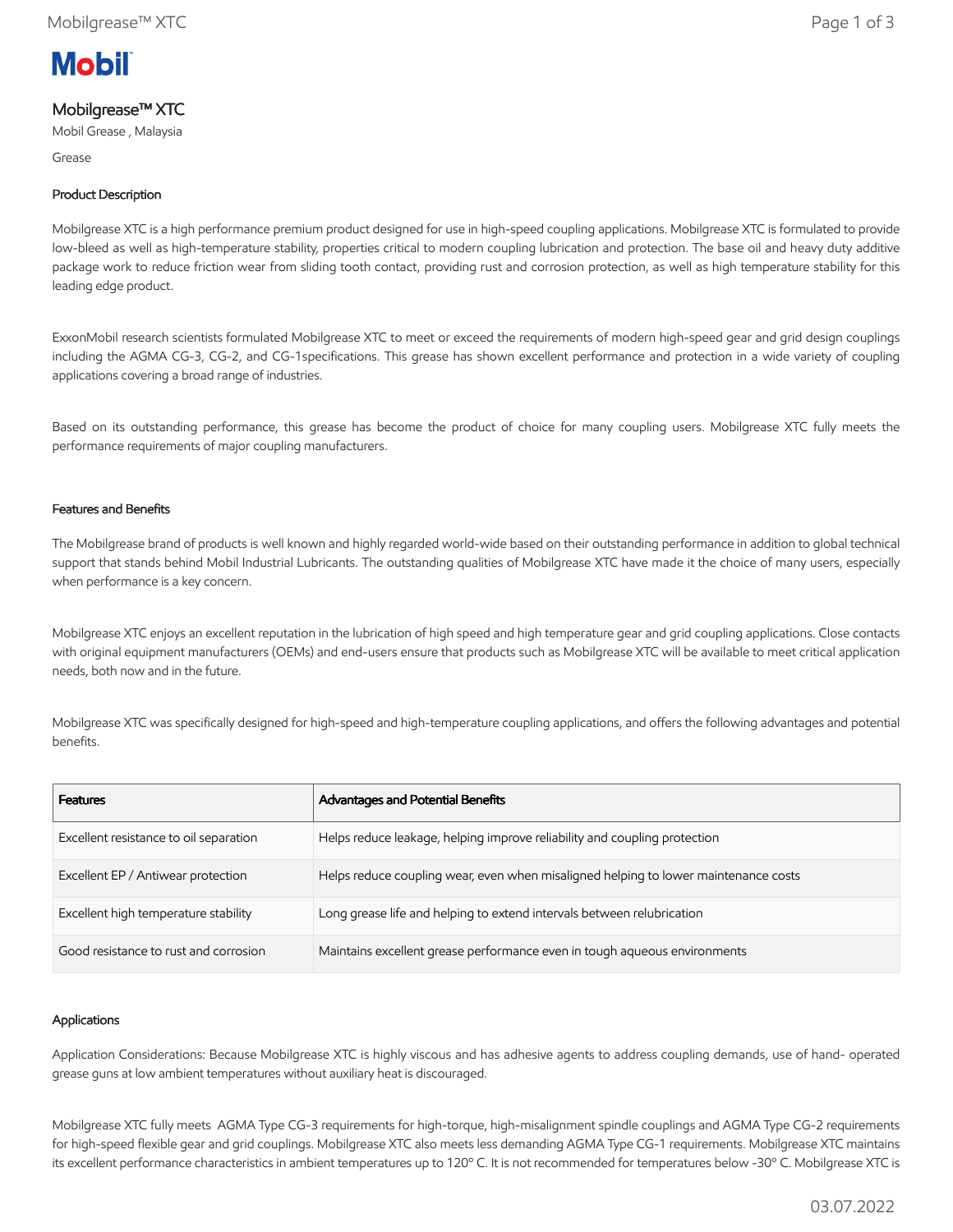Mobil

# Mobilgrease™ XTC

Mobil Grease , Malaysia

Grease

## Product Description

Mobilgrease XTC is a high performance premium product designed for use in high-speed coupling applications. Mobilgrease XTC is formulated to provide low-bleed as well as high-temperature stability, properties critical to modern coupling lubrication and protection. The base oil and heavy duty additive package work to reduce friction wear from sliding tooth contact, providing rust and corrosion protection, as well as high temperature stability for this leading edge product.

ExxonMobil research scientists formulated Mobilgrease XTC to meet or exceed the requirements of modern high-speed gear and grid design couplings including the AGMA CG-3, CG-2, and CG-1specifications. This grease has shown excellent performance and protection in a wide variety of coupling applications covering a broad range of industries.

Based on its outstanding performance, this grease has become the product of choice for many coupling users. Mobilgrease XTC fully meets the performance requirements of major coupling manufacturers.

## Features and Benefits

The Mobilgrease brand of products is well known and highly regarded world-wide based on their outstanding performance in addition to global technical support that stands behind Mobil Industrial Lubricants. The outstanding qualities of Mobilgrease XTC have made it the choice of many users, especially when performance is a key concern.

Mobilgrease XTC enjoys an excellent reputation in the lubrication of high speed and high temperature gear and grid coupling applications. Close contacts with original equipment manufacturers (OEMs) and end-users ensure that products such as Mobilgrease XTC will be available to meet critical application needs, both now and in the future.

Mobilgrease XTC was specifically designed for high-speed and high-temperature coupling applications, and offers the following advantages and potential benefits.

| Features | Advantages and Potential Benefits |
| --- | --- |
| Excellent resistance to oil separation | Helps reduce leakage, helping improve reliability and coupling protection |
| Excellent EP / Antiwear protection | Helps reduce coupling wear, even when misaligned helping to lower maintenance costs |
| Excellent high temperature stability | Long grease life and helping to extend intervals between relubrication |
| Good resistance to rust and corrosion | Maintains excellent grease performance even in tough aqueous environments |

## Applications

Application Considerations: Because Mobilgrease XTC is highly viscous and has adhesive agents to address coupling demands, use of hand- operated grease guns at low ambient temperatures without auxiliary heat is discouraged.

Mobilgrease XTC fully meets AGMA Type CG-3 requirements for high-torque, high-misalignment spindle couplings and AGMA Type CG-2 requirements for high-speed flexible gear and grid couplings. Mobilgrease XTC also meets less demanding AGMA Type CG-1 requirements. Mobilgrease XTC maintains its excellent performance characteristics in ambient temperatures up to 120° C. It is not recommended for temperatures below -30° C. Mobilgrease XTC is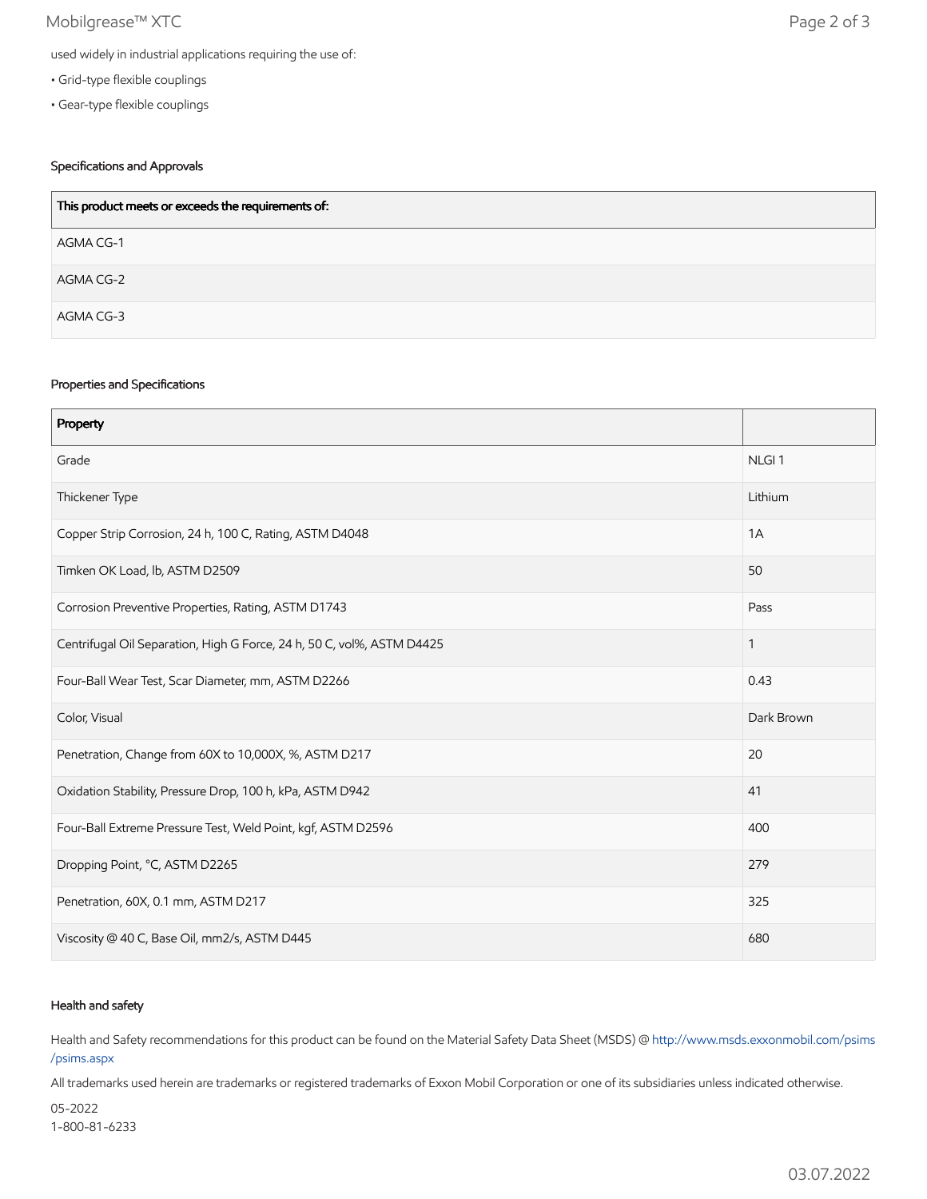used widely in industrial applications requiring the use of:

- Grid-type flexible couplings
- Gear-type flexible couplings

### Specifications and Approvals

| This product meets or exceeds the requirements of: |
| --- |
| AGMA CG-1 |
| AGMA CG-2 |
| AGMA CG-3 |

### Properties and Specifications

| Property | |
| --- | --- |
| Grade | NLGI 1 |
| Thickener Type | Lithium |
| Copper Strip Corrosion, 24 h, 100 C, Rating, ASTM D4048 | 1A |
| Timken OK Load, lb, ASTM D2509 | 50 |
| Corrosion Preventive Properties, Rating, ASTM D1743 | Pass |
| Centrifugal Oil Separation, High G Force, 24 h, 50 C, vol%, ASTM D4425 | 1 |
| Four-Ball Wear Test, Scar Diameter, mm, ASTM D2266 | 0.43 |
| Color, Visual | Dark Brown |
| Penetration, Change from 60X to 10,000X, %, ASTM D217 | 20 |
| Oxidation Stability, Pressure Drop, 100 h, kPa, ASTM D942 | 41 |
| Four-Ball Extreme Pressure Test, Weld Point, kgf, ASTM D2596 | 400 |
| Dropping Point, °C, ASTM D2265 | 279 |
| Penetration, 60X, 0.1 mm, ASTM D217 | 325 |
| Viscosity @ 40 C, Base Oil, mm2/s, ASTM D445 | 680 |

### Health and safety

Health and Safety recommendations for this product can be found on the Material Safety Data Sheet (MSDS) @ http://www.msds.exxonmobil.com/psims/psims.aspx

All trademarks used herein are trademarks or registered trademarks of Exxon Mobil Corporation or one of its subsidiaries unless indicated otherwise.

05-2022
1-800-81-6233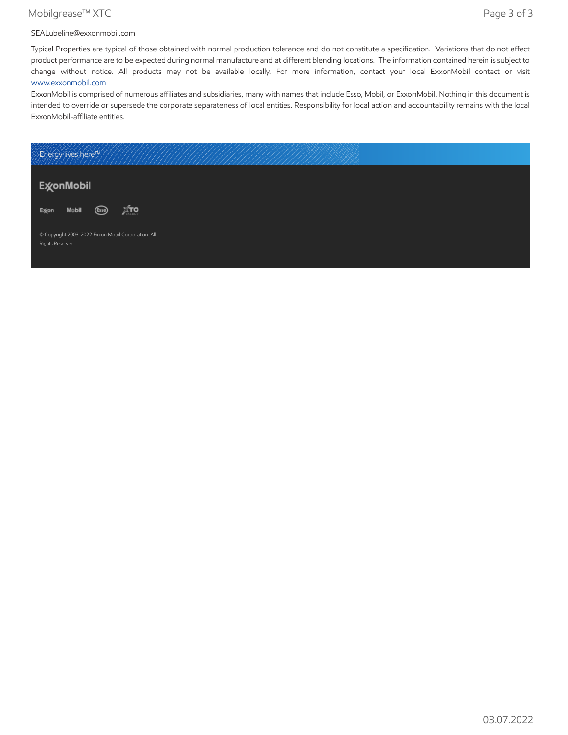SEALubeline@exxonmobil.com

Typical Properties are typical of those obtained with normal production tolerance and do not constitute a specification. Variations that do not affect product performance are to be expected during normal manufacture and at different blending locations. The information contained herein is subject to change without notice. All products may not be available locally. For more information, contact your local ExxonMobil contact or visit www.exxonmobil.com

ExxonMobil is comprised of numerous affiliates and subsidiaries, many with names that include Esso, Mobil, or ExxonMobil. Nothing in this document is intended to override or supersede the corporate separateness of local entities. Responsibility for local action and accountability remains with the local ExxonMobil-affiliate entities.

Energy lives here™

ExxonMobil

Exxon Mobil Esso XTO

© Copyright 2003-2022 Exxon Mobil Corporation. All Rights Reserved

03.07.2022